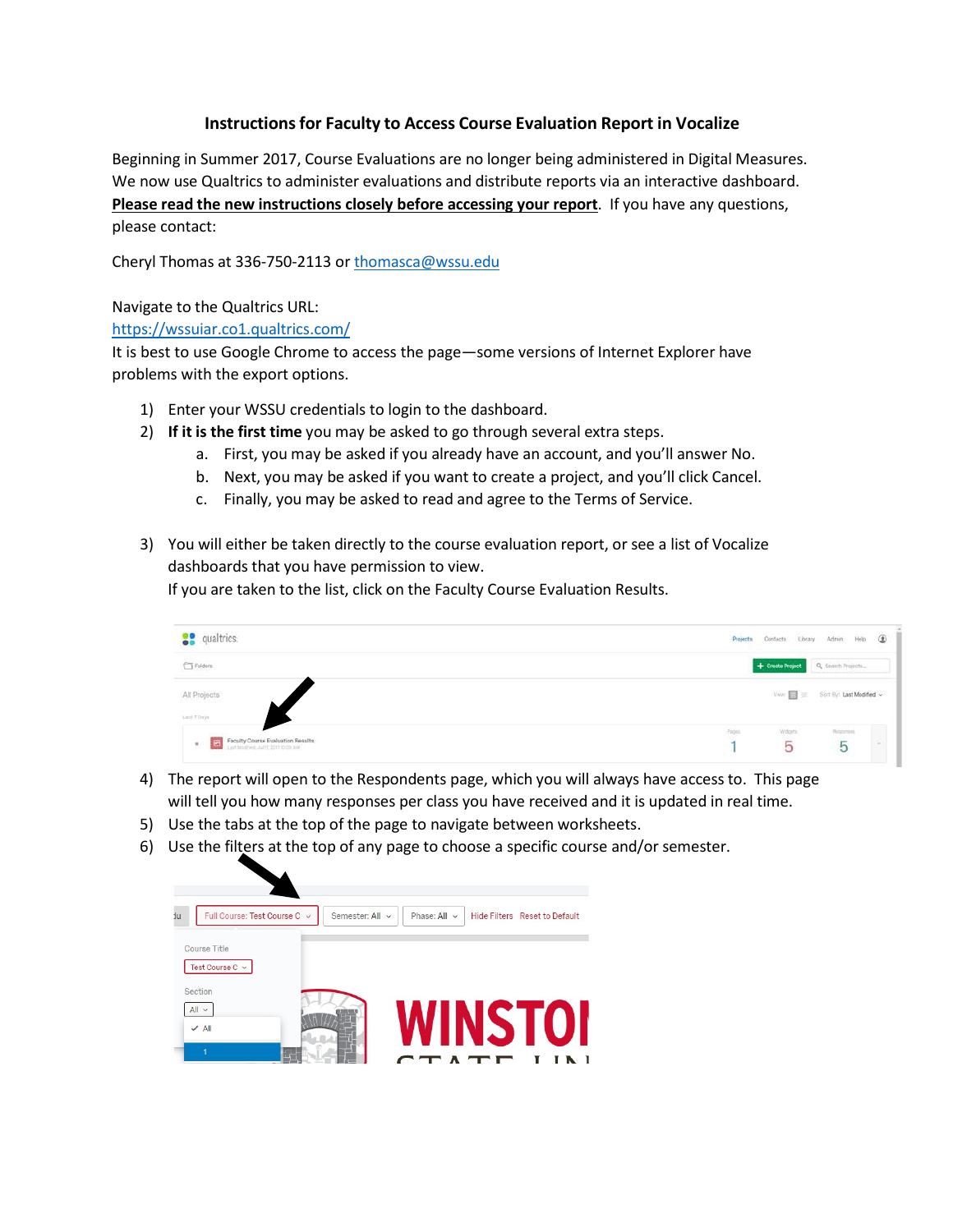**Instructions for Faculty to Access Course Evaluation Report in Vocalize**

Beginning in Summer 2017, Course Evaluations are no longer being administered in Digital Measures. We now use Qualtrics to administer evaluations and distribute reports via an interactive dashboard. **Please read the new instructions closely before accessing your report**. If you have any questions, please contact:

Cheryl Thomas at 336-750-2113 or thomasca@wssu.edu

Navigate to the Qualtrics URL:
https://wssuiar.co1.qualtrics.com/
It is best to use Google Chrome to access the page—some versions of Internet Explorer have problems with the export options.

1) Enter your WSSU credentials to login to the dashboard.
2) **If it is the first time** you may be asked to go through several extra steps.
    a. First, you may be asked if you already have an account, and you'll answer No.
    b. Next, you may be asked if you want to create a project, and you'll click Cancel.
    c. Finally, you may be asked to read and agree to the Terms of Service.

3) You will either be taken directly to the course evaluation report, or see a list of Vocalize dashboards that you have permission to view.
   If you are taken to the list, click on the Faculty Course Evaluation Results.

4) The report will open to the Respondents page, which you will always have access to. This page will tell you how many responses per class you have received and it is updated in real time.
5) Use the tabs at the top of the page to navigate between worksheets.
6) Use the filters at the top of any page to choose a specific course and/or semester.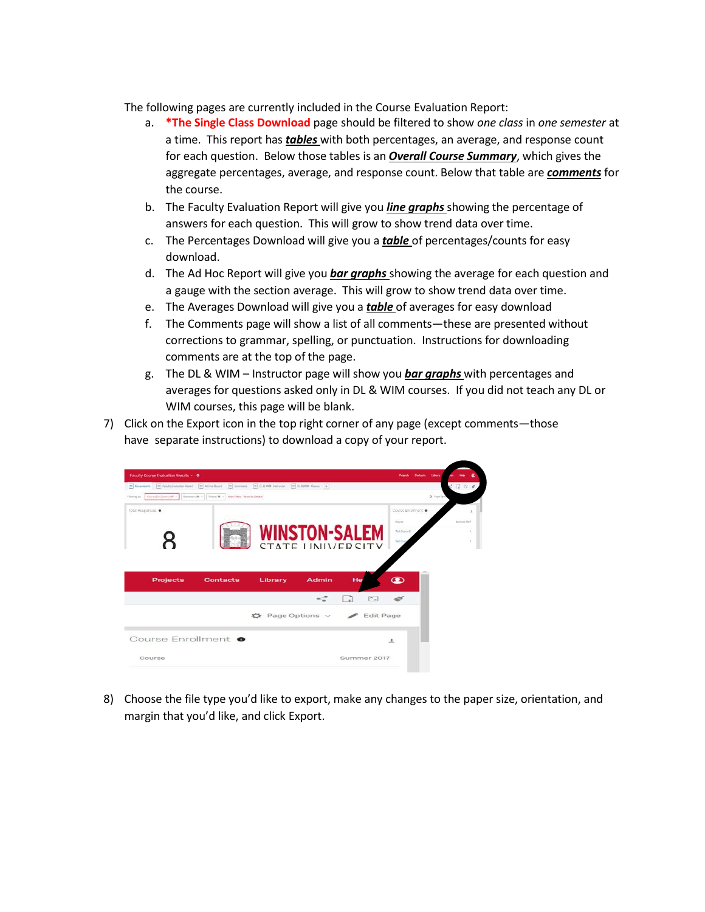The following pages are currently included in the Course Evaluation Report:

a. ***The Single Class Download** page should be filtered to show *one class* in *one semester* at a time. This report has ***tables*** with both percentages, an average, and response count for each question. Below those tables is an ***Overall Course Summary***, which gives the aggregate percentages, average, and response count. Below that table are ***comments*** for the course.

b. The Faculty Evaluation Report will give you ***line graphs*** showing the percentage of answers for each question. This will grow to show trend data over time.

c. The Percentages Download will give you a ***table*** of percentages/counts for easy download.

d. The Ad Hoc Report will give you ***bar graphs*** showing the average for each question and a gauge with the section average. This will grow to show trend data over time.

e. The Averages Download will give you a ***table*** of averages for easy download

f. The Comments page will show a list of all comments—these are presented without corrections to grammar, spelling, or punctuation. Instructions for downloading comments are at the top of the page.

g. The DL & WIM – Instructor page will show you ***bar graphs*** with percentages and averages for questions asked only in DL & WIM courses. If you did not teach any DL or WIM courses, this page will be blank.

7) Click on the Export icon in the top right corner of any page (except comments—those have separate instructions) to download a copy of your report.

8) Choose the file type you'd like to export, make any changes to the paper size, orientation, and margin that you'd like, and click Export.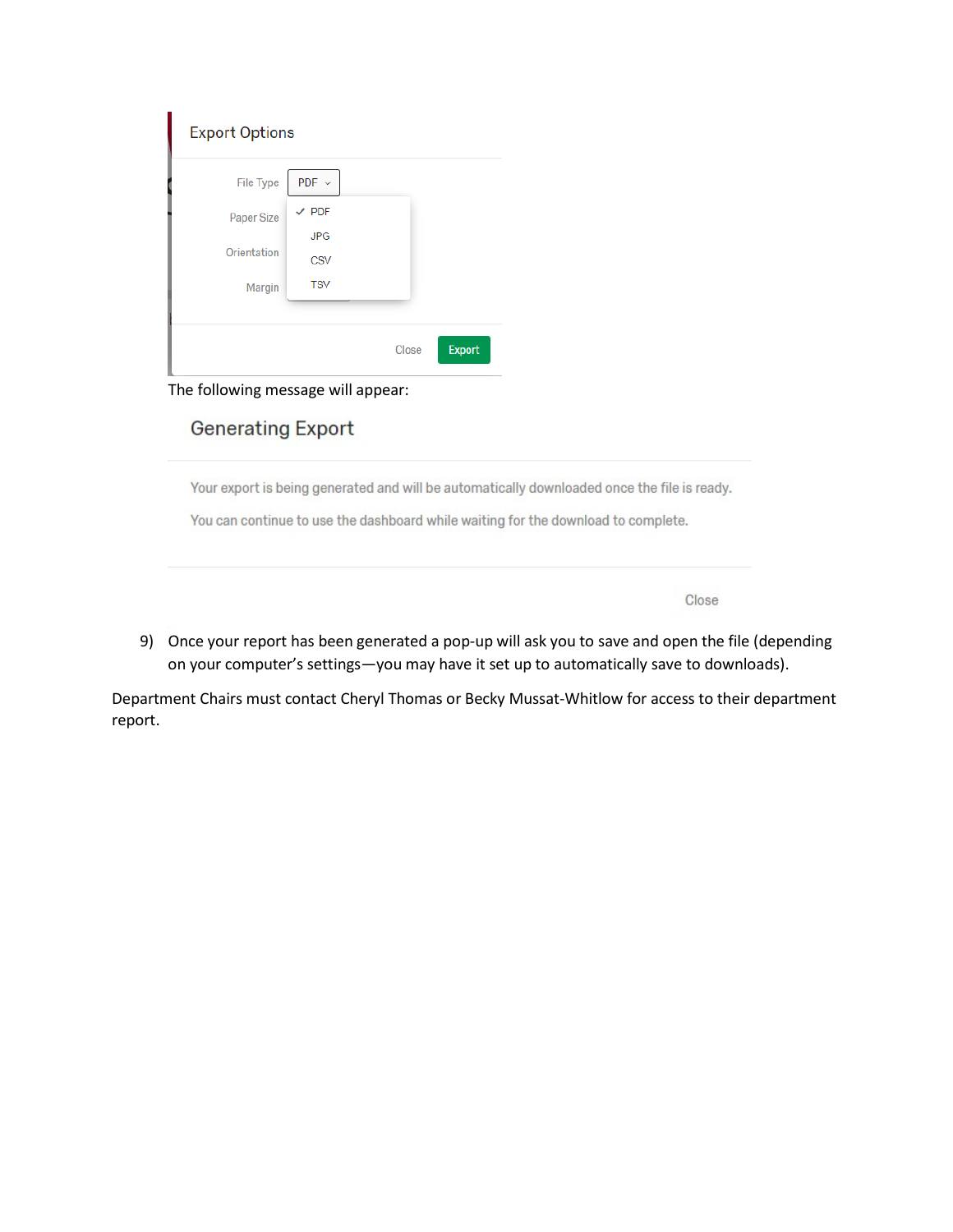Export Options

File Type PDF

Paper Size

Orientation

Margin

✓ PDF

JPG

CSV

TSV

Close Export

The following message will appear:

Generating Export

Your export is being generated and will be automatically downloaded once the file is ready.

You can continue to use the dashboard while waiting for the download to complete.

Close

9) Once your report has been generated a pop-up will ask you to save and open the file (depending on your computer's settings—you may have it set up to automatically save to downloads).

Department Chairs must contact Cheryl Thomas or Becky Mussat-Whitlow for access to their department report.